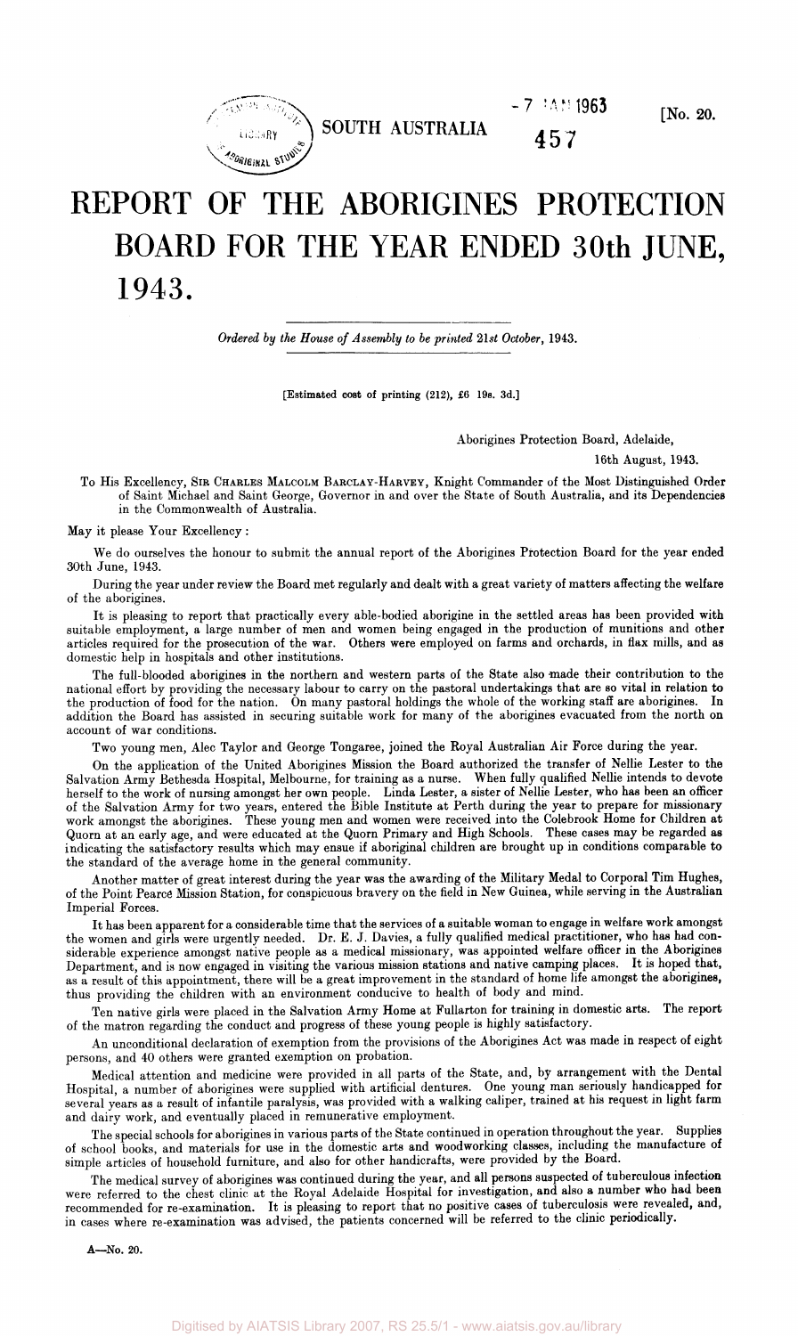SOUTH AUSTRALIA

[No. 20.

# REPORT OF THE ABORIGINES PROTECTION BOARD FOR THE YEAR ENDED 30th JUNE, 1943.

*Ordered by the House of Assembly to be printed 21st October, 1943.*

[Estimated cost of printing (212), £6 19s. 3d.]

Aborigines Protection Board, Adelaide,

16th August, 1943.

To His Excellency, SIR CHARLES MALCOLM BARCLAY-HARVEY, Knight Commander of the Most Distinguished Order of Saint Michael and Saint George, Governor in and over the State of South Australia, and its Dependencies in the Commonwealth of Australia.

May it please Your Excellency:

We do ourselves the honour to submit the annual report of the Aborigines Protection Board for the year ended 30th June, 1943.

During the year under review the Board met regularly and dealt with a great variety of matters affecting the welfare of the aborigines.

It is pleasing to report that practically every able-bodied aborigine in the settled areas has been provided with suitable employment, a large number of men and women being engaged in the production of munitions and other articles required for the prosecution of the war. Others were employed on farms and orchards, in flax mills, and as domestic help in hospitals and other institutions.

The full-blooded aborigines in the northern and western parts of the State also made their contribution to the national effort by providing the necessary labour to carry on the pastoral undertakings that are so vital in relation to the production of food for the nation. On many pastoral holdings the whole of the working staff are aborigines. In addition the Board has assisted in securing suitable work for many of the aborigines evacuated from the north on account of war conditions.

Two young men, Alec Taylor and George Tongaree, joined the Royal Australian Air Force during the year.

On the application of the United Aborigines Mission the Board authorized the transfer of Nellie Lester to the Salvation Army Bethesda Hospital, Melbourne, for training as a nurse. When fully qualified Nellie intends to devote herself to the work of nursing amongst her own people. Linda Lester, a sister of Nellie Lester, who has been an officer of the Salvation Army for two years, entered the Bible Institute at Perth during the year to prepare for missionary work amongst the aborigines. These young men and women were received into the Colebrook Home for Children at Quorn at an early age, and were educated at the Quorn Primary and High Schools. These cases may be regarded as indicating the satisfactory results which may ensue if aboriginal children are brought up in conditions comparable to the standard of the average home in the general community.

Another matter of great interest during the year was the awarding of the Military Medal to Corporal Tim Hughes, of the Point Pearce Mission Station, for conspicuous bravery on the field in New Guinea, while serving in the Australian Imperial Forces.

It has been apparent for a considerable time that the services of a suitable woman to engage in welfare work amongst the women and girls were urgently needed. Dr. E. J. Davies, a fully qualified medical practitioner, who has had considerable experience amongst native people as a medical missionary, was appointed welfare officer in the Aborigines Department, and is now engaged in visiting the various mission stations and native camping places. It is hoped that, as a result of this appointment, there will be a great improvement in the standard of home life amongst the aborigines, thus providing the children with an environment conducive to health of body and mind.

Ten native girls were placed in the Salvation Army Home at Fullarton for training in domestic arts. The report of the matron regarding the conduct and progress of these young people is highly satisfactory.

An unconditional declaration of exemption from the provisions of the Aborigines Act was made in respect of eight persons, and 40 others were granted exemption on probation.

Medical attention and medicine were provided in all parts of the State, and, by arrangement with the Dental Hospital, a number of aborigines were supplied with artificial dentures. One young man seriously handicapped for several years as a result of infantile paralysis, was provided with a walking caliper, trained at his request in light farm and dairy work, and eventually placed in remunerative employment.

The special schools for aborigines in various parts of the State continued in operation throughout the year. Supplies of school books, and materials for use in the domestic arts and woodworking classes, including the manufacture of simple articles of household furniture, and also for other handicrafts, were provided by the Board.

The medical survey of aborigines was continued during the year, and all persons suspected of tuberculous infection were referred to the chest clinic at the Royal Adelaide Hospital for investigation, and also a number who had been recommended for re-examination. It is pleasing to report that no positive cases of tuberculosis were revealed, and, in cases where re-examination was advised, the patients concerned will be referred to the clinic periodically.

A—No. 20.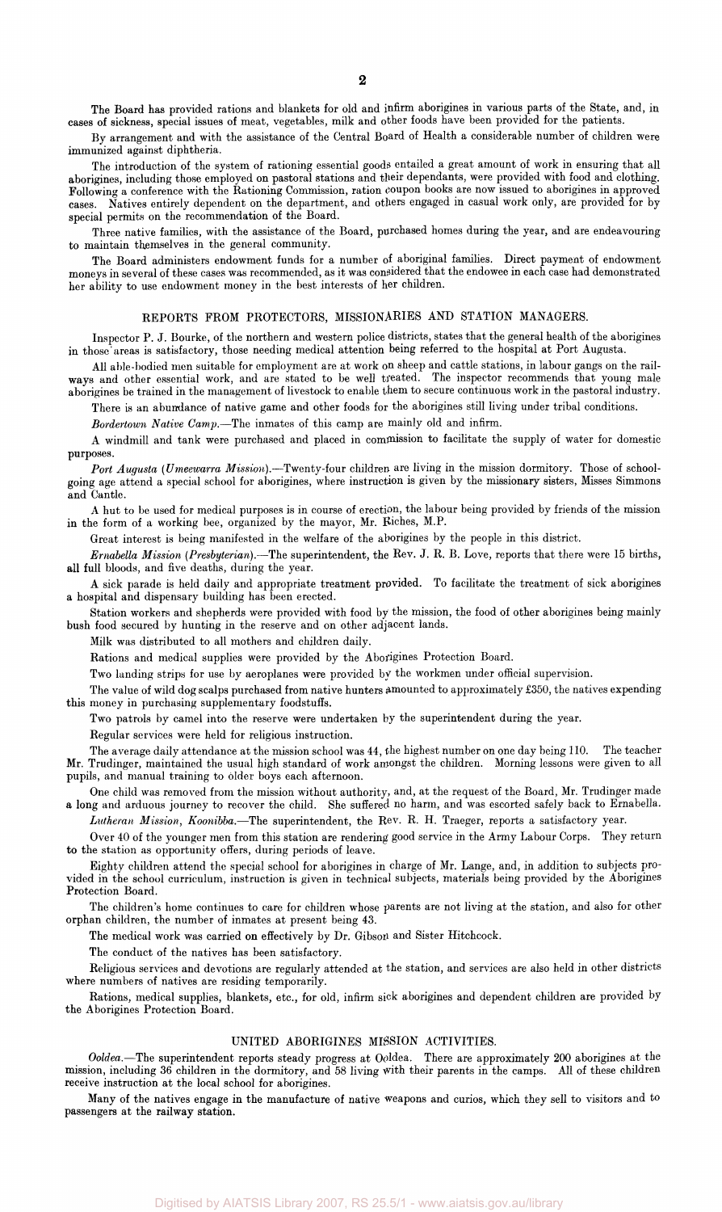The Board has provided rations and blankets for old and infirm aborigines in various parts of the State, and, in cases of sickness, special issues of meat, vegetables, milk and other foods have been provided for the patients.

By arrangement and with the assistance of the Central Board of Health a considerable number of children were immunized against diphtheria.

The introduction of the system of rationing essential goods entailed a great amount of work in ensuring that all aborigines, including those employed on pastoral stations and their dependants, were provided with food and clothing. Following a conference with the Rationing Commission, ration coupon books are now issued to aborigines in approved cases. Natives entirely dependent on the department, and others engaged in casual work only, are provided for by special permits on the recommendation of the Board.

Three native families, with the assistance of the Board, purchased homes during the year, and are endeavouring to maintain themselves in the general community.

The Board administers endowment funds for a number of aboriginal families. Direct payment of endowment moneys in several of these cases was recommended, as it was considered that the endowee in each case had demonstrated her ability to use endowment money in the best interests of her children.

## REPORTS FROM PROTECTORS, MISSIONARIES AND STATION MANAGERS.

Inspector P. J. Bourke, of the northern and western police districts, states that the general health of the aborigines in those areas is satisfactory, those needing medical attention being referred to the hospital at Port Augusta.

All able-bodied men suitable for employment are at work on sheep and cattle stations, in labour gangs on the railways and other essential work, and are stated to be well treated. The inspector recommends that young male aborigines be trained in the management of livestock to enable them to secure continuous work in the pastoral industry.

There is an abundance of native game and other foods for the aborigines still living under tribal conditions.

*Bordertown Native Camp.*—The inmates of this camp are mainly old and infirm.

A windmill and tank were purchased and placed in commission to facilitate the supply of water for domestic purposes.

*Port Augusta (Umeewarra Mission).*—Twenty-four children are living in the mission dormitory. Those of school-going age attend a special school for aborigines, where instruction is given by the missionary sisters, Misses Simmons and Cantle.

A hut to be used for medical purposes is in course of erection, the labour being provided by friends of the mission in the form of a working bee, organized by the mayor, Mr. Riches, M.P.

Great interest is being manifested in the welfare of the aborigines by the people in this district.

*Ernabella Mission (Presbyterian).*—The superintendent, the Rev. J. R. B. Love, reports that there were 15 births, all full bloods, and five deaths, during the year.

A sick parade is held daily and appropriate treatment provided. To facilitate the treatment of sick aborigines a hospital and dispensary building has been erected.

Station workers and shepherds were provided with food by the mission, the food of other aborigines being mainly bush food secured by hunting in the reserve and on other adjacent lands.

Milk was distributed to all mothers and children daily.

Rations and medical supplies were provided by the Aborigines Protection Board.

Two landing strips for use by aeroplanes were provided by the workmen under official supervision.

The value of wild dog scalps purchased from native hunters amounted to approximately £350, the natives expending this money in purchasing supplementary foodstuffs.

Two patrols by camel into the reserve were undertaken by the superintendent during the year.

Regular services were held for religious instruction.

The average daily attendance at the mission school was 44, the highest number on one day being 110. The teacher Mr. Trudinger, maintained the usual high standard of work amongst the children. Morning lessons were given to all pupils, and manual training to older boys each afternoon.

One child was removed from the mission without authority, and, at the request of the Board, Mr. Trudinger made a long and arduous journey to recover the child. She suffered no harm, and was escorted safely back to Ernabella.

*Lutheran Mission, Koonibba.*—The superintendent, the Rev. R. H. Traeger, reports a satisfactory year.

Over 40 of the younger men from this station are rendering good service in the Army Labour Corps. They return to the station as opportunity offers, during periods of leave.

Eighty children attend the special school for aborigines in charge of Mr. Lange, and, in addition to subjects provided in the school curriculum, instruction is given in technical subjects, materials being provided by the Aborigines Protection Board.

The children's home continues to care for children whose parents are not living at the station, and also for other orphan children, the number of inmates at present being 43.

The medical work was carried on effectively by Dr. Gibson and Sister Hitchcock.

The conduct of the natives has been satisfactory.

Religious services and devotions are regularly attended at the station, and services are also held in other districts where numbers of natives are residing temporarily.

Rations, medical supplies, blankets, etc., for old, infirm sick aborigines and dependent children are provided by the Aborigines Protection Board.

## UNITED ABORIGINES MISSION ACTIVITIES.

*Ooldea.*—The superintendent reports steady progress at Ooldea. There are approximately 200 aborigines at the mission, including 36 children in the dormitory, and 58 living with their parents in the camps. All of these children receive instruction at the local school for aborigines.

Many of the natives engage in the manufacture of native weapons and curios, which they sell to visitors and to passengers at the railway station.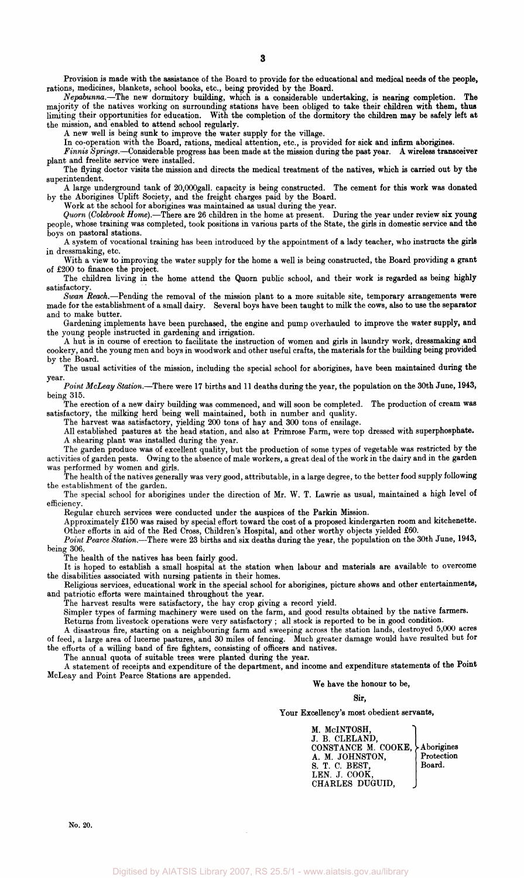Provision is made with the assistance of the Board to provide for the educational and medical needs of the people, rations, medicines, blankets, school books, etc., being provided by the Board.

*Nepabunna.*—The new dormitory building, which is a considerable undertaking, is nearing completion. The majority of the natives working on surrounding stations have been obliged to take their children with them, thus limiting their opportunities for education. With the completion of the dormitory the children may be safely left at the mission, and enabled to attend school regularly.

A new well is being sunk to improve the water supply for the village.

In co-operation with the Board, rations, medical attention, etc., is provided for sick and infirm aborigines.

*Finnis Springs.*—Considerable progress has been made at the mission during the past year. A wireless transceiver plant and freelite service were installed.

The flying doctor visits the mission and directs the medical treatment of the natives, which is carried out by the superintendent.

A large underground tank of 20,000gall. capacity is being constructed. The cement for this work was donated by the Aborigines Uplift Society, and the freight charges paid by the Board.

Work at the school for aborigines was maintained as usual during the year.

*Quorn (Colebrook Home).*—There are 26 children in the home at present. During the year under review six young people, whose training was completed, took positions in various parts of the State, the girls in domestic service and the boys on pastoral stations.

A system of vocational training has been introduced by the appointment of a lady teacher, who instructs the girls in dressmaking, etc.

With a view to improving the water supply for the home a well is being constructed, the Board providing a grant of £200 to finance the project.

The children living in the home attend the Quorn public school, and their work is regarded as being highly satisfactory.

*Swan Reach.*—Pending the removal of the mission plant to a more suitable site, temporary arrangements were made for the establishment of a small dairy. Several boys have been taught to milk the cows, also to use the separator and to make butter.

Gardening implements have been purchased, the engine and pump overhauled to improve the water supply, and the young people instructed in gardening and irrigation.

A hut is in course of erection to facilitate the instruction of women and girls in laundry work, dressmaking and cookery, and the young men and boys in woodwork and other useful crafts, the materials for the building being provided by the Board.

The usual activities of the mission, including the special school for aborigines, have been maintained during the year.

*Point McLeay Station.*—There were 17 births and 11 deaths during the year, the population on the 30th June, 1943, being 315.

The erection of a new dairy building was commenced, and will soon be completed. The production of cream was satisfactory, the milking herd being well maintained, both in number and quality.

The harvest was satisfactory, yielding 200 tons of hay and 300 tons of ensilage.

All established pastures at the head station, and also at Primrose Farm, were top dressed with superphosphate.

A shearing plant was installed during the year.

The garden produce was of excellent quality, but the production of some types of vegetable was restricted by the activities of garden pests. Owing to the absence of male workers, a great deal of the work in the dairy and in the garden was performed by women and girls.

The health of the natives generally was very good, attributable, in a large degree, to the better food supply following the establishment of the garden.

The special school for aborigines under the direction of Mr. W. T. Lawrie as usual, maintained a high level of efficiency.

Regular church services were conducted under the auspices of the Parkin Mission.

Approximately £150 was raised by special effort toward the cost of a proposed kindergarten room and kitchenette. Other efforts in aid of the Red Cross, Children's Hospital, and other worthy objects yielded £60.

*Point Pearce Station.*—There were 23 births and six deaths during the year, the population on the 30th June, 1943, being 306.

The health of the natives has been fairly good.

It is hoped to establish a small hospital at the station when labour and materials are available to overcome the disabilities associated with nursing patients in their homes.

Religious services, educational work in the special school for aborigines, picture shows and other entertainments, and patriotic efforts were maintained throughout the year.

The harvest results were satisfactory, the hay crop giving a record yield.

Simpler types of farming machinery were used on the farm, and good results obtained by the native farmers.

Returns from livestock operations were very satisfactory ; all stock is reported to be in good condition.

A disastrous fire, starting on a neighbouring farm and sweeping across the station lands, destroyed 5,000 acres of feed, a large area of lucerne pastures, and 30 miles of fencing. Much greater damage would have resulted but for the efforts of a willing band of fire fighters, consisting of officers and natives.

The annual quota of suitable trees were planted during the year.

A statement of receipts and expenditure of the department, and income and expenditure statements of the Point McLeay and Point Pearce Stations are appended.

We have the honour to be,

Sir,

Your Excellency's most obedient servants,

M. McINTOSH,
J. B. CLELAND,
CONSTANCE M. COOKE,
A. M. JOHNSTON,
S. T. C. BEST,
LEN. J. COOK,
CHARLES DUGUID,

Aborigines Protection Board.

No. 20.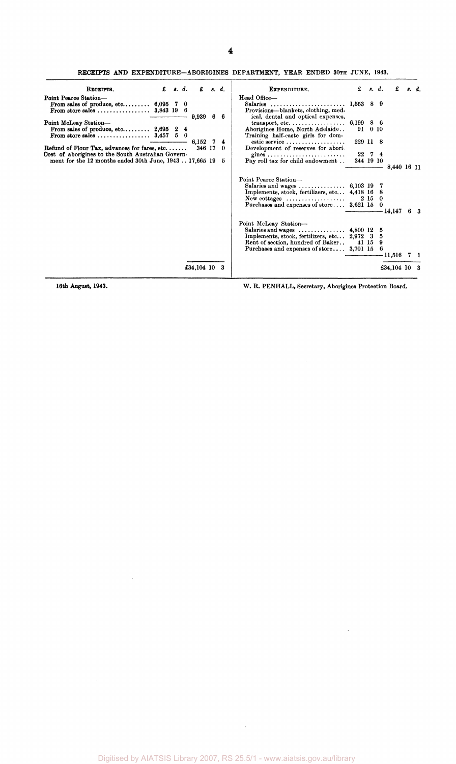RECEIPTS AND EXPENDITURE—ABORIGINES DEPARTMENT, YEAR ENDED 30TH JUNE, 1943.

| Receipts. | £ s. d. | £ s. d. |
|---|---|---|
| Point Pearce Station— | | |
| From sales of produce, etc. | 6,095 7 0 | |
| From store sales | 3,843 19 6 | |
| | | 9,939 6 6 |
| Point McLeay Station— | | |
| From sales of produce, etc. | 2,695 2 4 | |
| From store sales | 3,457 5 0 | |
| | | 6,152 7 4 |
| Refund of Flour Tax, advances for fares, etc. | | 346 17 0 |
| Cost of aborigines to the South Australian Government for the 12 months ended 30th June, 1943 | | 17,665 19 5 |
| | | £34,104 10 3 |

| Expenditure. | £ s. d. | £ s. d. |
|---|---|---|
| Head Office— | | |
| Salaries | 1,553 8 9 | |
| Provisions—blankets, clothing, medical, dental and optical expenses, transport, etc. | 6,199 8 6 | |
| Aborigines Home, North Adelaide | 91 0 10 | |
| Training half-caste girls for domestic service | 229 11 8 | |
| Development of reserves for aborigines | 22 7 4 | |
| Pay roll tax for child endowment | 344 19 10 | |
| | | 8,440 16 11 |
| Point Pearce Station— | | |
| Salaries and wages | 6,103 19 7 | |
| Implements, stock, fertilizers, etc. | 4,418 16 8 | |
| New cottages | 2 15 0 | |
| Purchases and expenses of store | 3,621 15 0 | |
| | | 14,147 6 3 |
| Point McLeay Station— | | |
| Salaries and wages | 4,800 12 5 | |
| Implements, stock, fertilizers, etc. | 2,972 3 5 | |
| Rent of section, hundred of Baker | 41 15 9 | |
| Purchases and expenses of store | 3,701 15 6 | |
| | | 11,516 7 1 |
| | | £34,104 10 3 |

16th August, 1943.

W. R. PENHALL, Secretary, Aborigines Protection Board.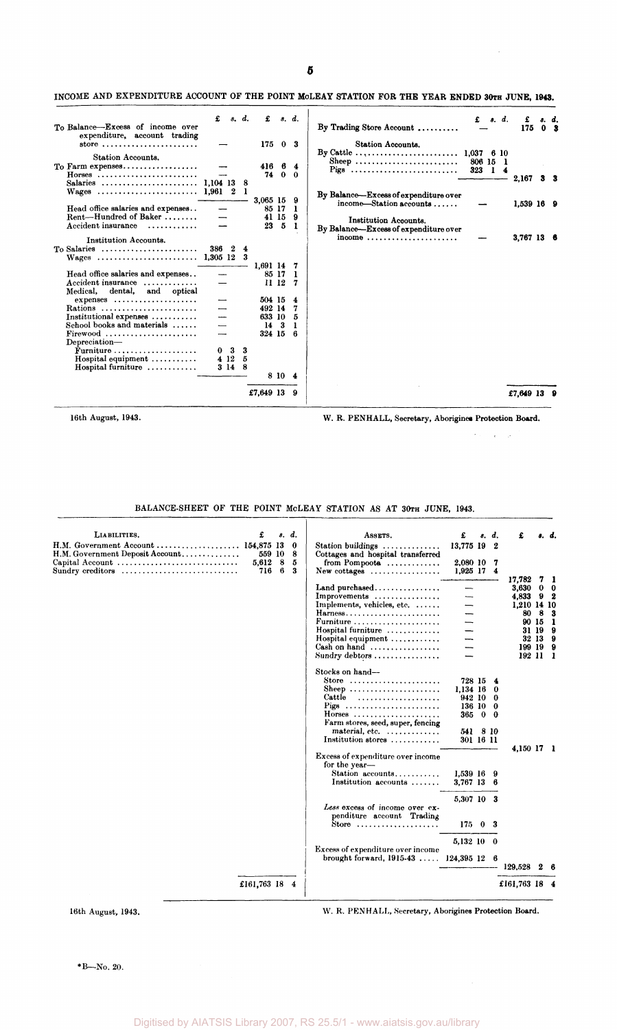INCOME AND EXPENDITURE ACCOUNT OF THE POINT McLEAY STATION FOR THE YEAR ENDED 30TH JUNE, 1943.

| | £ s. d. | £ s. d. |
|---|---|---|
| To Balance—Excess of income over expenditure, account trading store | — | 175 0 3 |
| **Station Accounts.** | | |
| To Farm expenses | — | 416 6 4 |
| Horses | — | 74 0 0 |
| Salaries | 1,104 13 8 | |
| Wages | 1,961 2 1 | |
| | | 3,065 15 9 |
| Head office salaries and expenses | — | 85 17 1 |
| Rent—Hundred of Baker | — | 41 15 9 |
| Accident insurance | — | 23 5 1 |
| **Institution Accounts.** | | |
| To Salaries | 386 2 4 | |
| Wages | 1,305 12 3 | |
| | | 1,691 14 7 |
| Head office salaries and expenses | — | 85 17 1 |
| Accident insurance | — | 11 12 7 |
| Medical, dental, and optical expenses | — | 504 15 4 |
| Rations | — | 492 14 7 |
| Institutional expenses | — | 633 10 5 |
| School books and materials | — | 14 3 1 |
| Firewood | — | 324 15 6 |
| Depreciation— | | |
| Furniture | 0 3 3 | |
| Hospital equipment | 4 12 5 | |
| Hospital furniture | 3 14 8 | |
| | | 8 10 4 |
| | | £7,649 13 9 |

| | £ s. d. | £ s. d. |
|---|---|---|
| By Trading Store Account | — | 175 0 3 |
| **Station Accounts.** | | |
| By Cattle | 1,037 6 10 | |
| Sheep | 806 15 1 | |
| Pigs | 323 1 4 | |
| | | 2,167 3 3 |
| By Balance—Excess of expenditure over income—Station accounts | — | 1,539 16 9 |
| **Institution Accounts.** | | |
| By Balance—Excess of expenditure over income | — | 3,767 13 6 |
| | | £7,649 13 9 |

16th August, 1943.

W. R. PENHALL, Secretary, Aborigines Protection Board.

BALANCE-SHEET OF THE POINT McLEAY STATION AS AT 30TH JUNE, 1943.

| LIABILITIES. | £ s. d. |
|---|---|
| H.M. Government Account | 154,875 13 0 |
| H.M. Government Deposit Account | 559 10 8 |
| Capital Account | 5,612 8 5 |
| Sundry creditors | 716 6 3 |
| | £161,763 18 4 |

| ASSETS. | £ s. d. | £ s. d. |
|---|---|---|
| Station buildings | 13,775 19 2 | |
| Cottages and hospital transferred from Pompoota | 2,080 10 7 | |
| New cottages | 1,925 17 4 | |
| | | 17,782 7 1 |
| Land purchased | — | 3,630 0 0 |
| Improvements | — | 4,833 9 2 |
| Implements, vehicles, etc. | — | 1,210 14 10 |
| Harness | — | 80 8 3 |
| Furniture | — | 90 15 1 |
| Hospital furniture | — | 31 19 9 |
| Hospital equipment | — | 32 13 9 |
| Cash on hand | — | 199 19 9 |
| Sundry debtors | — | 192 11 1 |
| Stocks on hand— | | |
| Store | 728 15 4 | |
| Sheep | 1,134 16 0 | |
| Cattle | 942 10 0 | |
| Pigs | 136 10 0 | |
| Horses | 365 0 0 | |
| Farm stores, seed, super, fencing material, etc. | 541 8 10 | |
| Institution stores | 301 16 11 | |
| | | 4,150 17 1 |
| Excess of expenditure over income for the year— | | |
| Station accounts | 1,539 16 9 | |
| Institution accounts | 3,767 13 6 | |
| | 5,307 10 3 | |
| *Less* excess of income over expenditure account Trading Store | 175 0 3 | |
| | 5,132 10 0 | |
| Excess of expenditure over income brought forward, 1915-43 | 124,395 12 6 | |
| | | 129,528 2 6 |
| | | £161,763 18 4 |

16th August, 1943.

W. R. PENHALL, Secretary, Aborigines Protection Board.

*B—No. 20.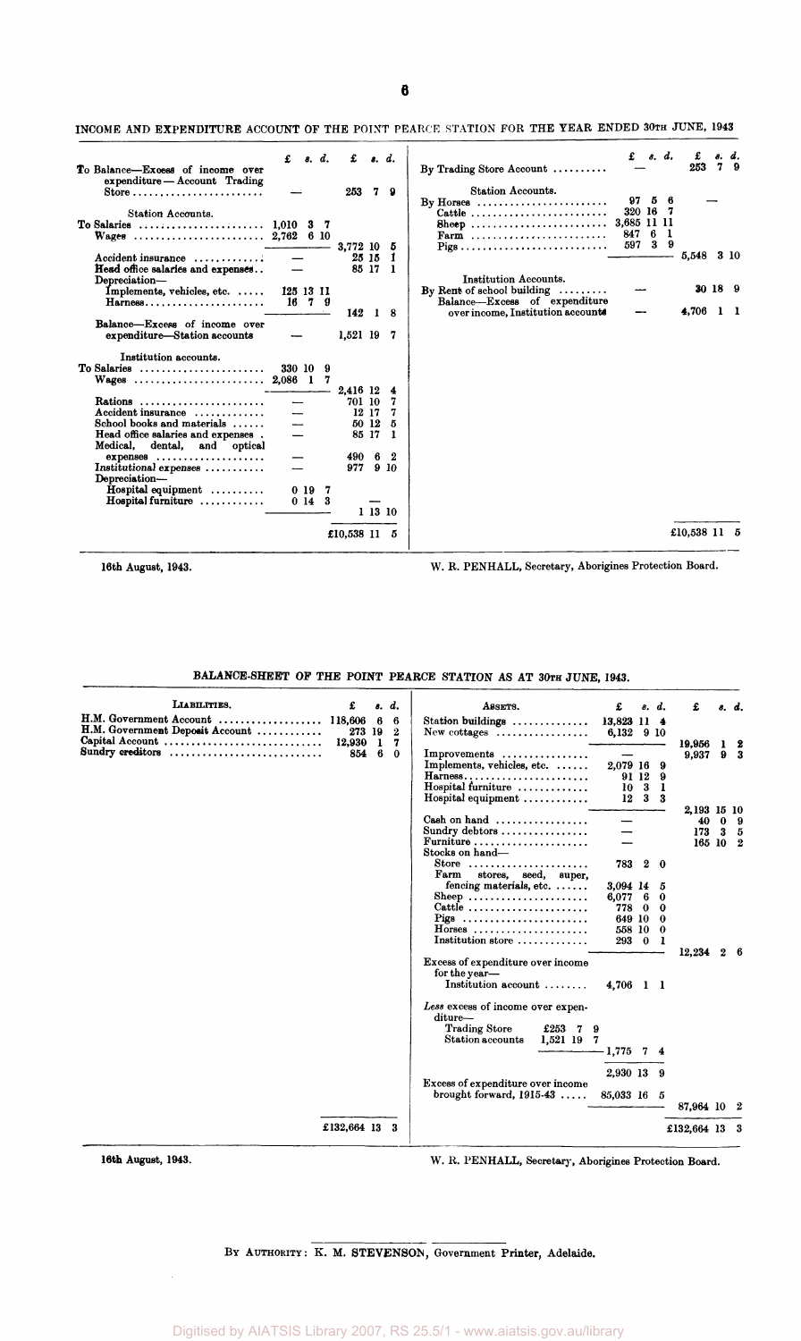INCOME AND EXPENDITURE ACCOUNT OF THE POINT PEARCE STATION FOR THE YEAR ENDED 30TH JUNE, 1943

| | £ s. d. | £ s. d. | | £ s. d. | £ s. d. |
|---|---|---|---|---|---|
| To Balance—Excess of income over expenditure—Account Trading Store | — | 253 7 9 | By Trading Store Account | — | 253 7 9 |
| **Station Accounts.** | | | **Station Accounts.** | | |
| To Salaries | 1,010 3 7 | | By Horses | 97 5 6 | — |
| Wages | 2,762 6 10 | | Cattle | 320 16 7 | |
| | | 3,772 10 5 | Sheep | 3,685 11 11 | |
| Accident insurance | — | 25 15 1 | Farm | 847 6 1 | |
| Head office salaries and expenses | — | 85 17 1 | Pigs | 597 3 9 | |
| Depreciation— | | | | | 5,548 3 10 |
| Implements, vehicles, etc. | 125 13 11 | | | | |
| Harness | 16 7 9 | | | | |
| | | 142 1 8 | | | |
| Balance—Excess of income over expenditure—Station accounts | — | 1,521 19 7 | | | |
| **Institution accounts.** | | | **Institution Accounts.** | | |
| To Salaries | 330 10 9 | | By Rent of school building | — | 30 18 9 |
| Wages | 2,086 1 7 | | Balance—Excess of expenditure over income, Institution accounts | — | 4,706 1 1 |
| | | 2,416 12 4 | | | |
| Rations | — | 701 10 7 | | | |
| Accident insurance | — | 12 17 7 | | | |
| School books and materials | — | 50 12 5 | | | |
| Head office salaries and expenses | — | 85 17 1 | | | |
| Medical, dental, and optical expenses | — | 490 6 2 | | | |
| Institutional expenses | — | 977 9 10 | | | |
| Depreciation— | | | | | |
| Hospital equipment | 0 19 7 | — | | | |
| Hospital furniture | 0 14 3 | | | | |
| | | 1 13 10 | | | |
| | | £10,538 11 5 | | | £10,538 11 5 |

16th August, 1943.

W. R. PENHALL, Secretary, Aborigines Protection Board.

BALANCE-SHEET OF THE POINT PEARCE STATION AS AT 30TH JUNE, 1943.

| LIABILITIES. | £ s. d. | ASSETS. | £ s. d. | £ s. d. |
|---|---|---|---|---|
| H.M. Government Account | 118,606 6 6 | Station buildings | 13,823 11 4 | |
| H.M. Government Deposit Account | 273 19 2 | New cottages | 6,132 9 10 | |
| Capital Account | 12,930 1 7 | | | 19,956 1 2 |
| Sundry creditors | 854 6 0 | Improvements | — | 9,937 9 3 |
| | | Implements, vehicles, etc. | 2,079 16 9 | |
| | | Harness | 91 12 9 | |
| | | Hospital furniture | 10 3 1 | |
| | | Hospital equipment | 12 3 3 | |
| | | | | 2,193 15 10 |
| | | Cash on hand | — | 40 0 9 |
| | | Sundry debtors | — | 173 3 5 |
| | | Furniture | — | 165 10 2 |
| | | Stocks on hand— | | |
| | | Store | 783 2 0 | |
| | | Farm stores, seed, super, fencing materials, etc. | 3,094 14 5 | |
| | | Sheep | 6,077 6 0 | |
| | | Cattle | 778 0 0 | |
| | | Pigs | 649 10 0 | |
| | | Horses | 558 10 0 | |
| | | Institution store | 293 0 1 | |
| | | | | 12,234 2 6 |
| | | Excess of expenditure over income for the year— | | |
| | | Institution account | 4,706 1 1 | |
| | | *Less* excess of income over expenditure— | | |
| | | Trading Store £253 7 9 | | |
| | | Station accounts 1,521 19 7 | | |
| | | | 1,775 7 4 | |
| | | | 2,930 13 9 | |
| | | Excess of expenditure over income brought forward, 1915-43 | 85,033 16 5 | |
| | | | | 87,964 10 2 |
| | £132,664 13 3 | | | £132,664 13 3 |

16th August, 1943.

W. R. PENHALL, Secretary, Aborigines Protection Board.

BY AUTHORITY: K. M. STEVENSON, Government Printer, Adelaide.